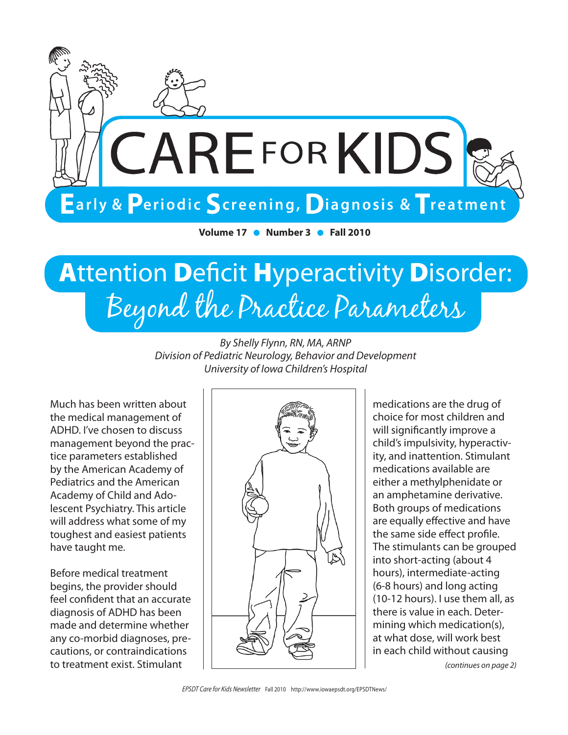# CARE FOR KIDS

**Early & Periodic Screening, Diagnosis & Treatment**

**Volume 17 • Number 3 • Fall 2010**

# Attention Deficit Hyperactivity Disorder: Beyond the Practice Parameters

*By Shelly Flynn, RN, MA, ARNP*
*Division of Pediatric Neurology, Behavior and Development*
*University of Iowa Children's Hospital*

Much has been written about the medical management of ADHD. I've chosen to discuss management beyond the practice parameters established by the American Academy of Pediatrics and the American Academy of Child and Adolescent Psychiatry. This article will address what some of my toughest and easiest patients have taught me.

Before medical treatment begins, the provider should feel confident that an accurate diagnosis of ADHD has been made and determine whether any co-morbid diagnoses, precautions, or contraindications to treatment exist. Stimulant medications are the drug of choice for most children and will significantly improve a child's impulsivity, hyperactivity, and inattention. Stimulant medications available are either a methylphenidate or an amphetamine derivative. Both groups of medications are equally effective and have the same side effect profile. The stimulants can be grouped into short-acting (about 4 hours), intermediate-acting (6-8 hours) and long acting (10-12 hours). I use them all, as there is value in each. Determining which medication(s), at what dose, will work best in each child without causing

*(continues on page 2)*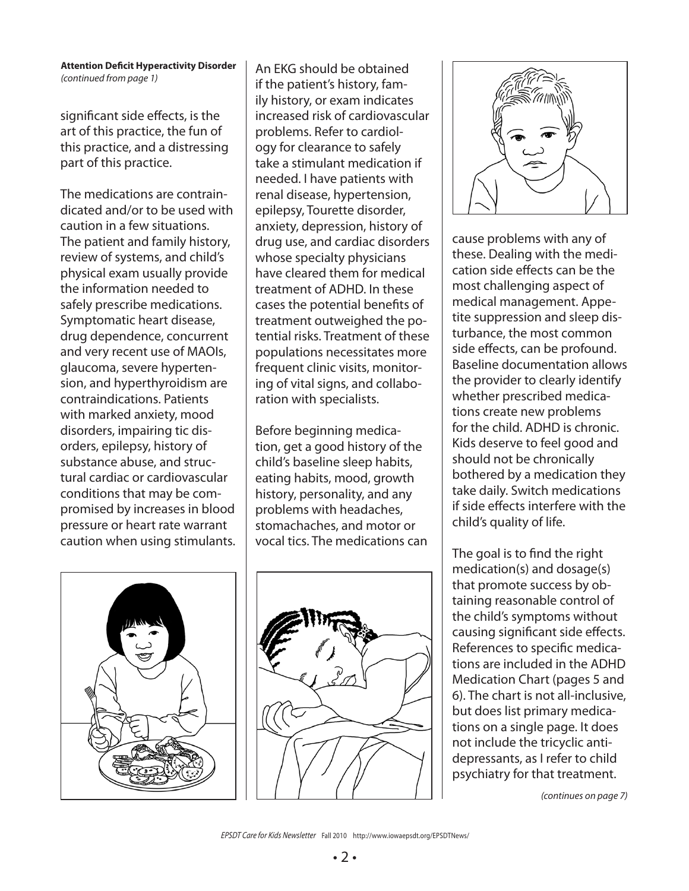**Attention Deficit Hyperactivity Disorder**
*(continued from page 1)*

significant side effects, is the art of this practice, the fun of this practice, and a distressing part of this practice.

The medications are contraindicated and/or to be used with caution in a few situations. The patient and family history, review of systems, and child's physical exam usually provide the information needed to safely prescribe medications. Symptomatic heart disease, drug dependence, concurrent and very recent use of MAOIs, glaucoma, severe hypertension, and hyperthyroidism are contraindications. Patients with marked anxiety, mood disorders, impairing tic disorders, epilepsy, history of substance abuse, and structural cardiac or cardiovascular conditions that may be compromised by increases in blood pressure or heart rate warrant caution when using stimulants.

An EKG should be obtained if the patient's history, family history, or exam indicates increased risk of cardiovascular problems. Refer to cardiology for clearance to safely take a stimulant medication if needed. I have patients with renal disease, hypertension, epilepsy, Tourette disorder, anxiety, depression, history of drug use, and cardiac disorders whose specialty physicians have cleared them for medical treatment of ADHD. In these cases the potential benefits of treatment outweighed the potential risks. Treatment of these populations necessitates more frequent clinic visits, monitoring of vital signs, and collaboration with specialists.

Before beginning medication, get a good history of the child's baseline sleep habits, eating habits, mood, growth history, personality, and any problems with headaches, stomachaches, and motor or vocal tics. The medications can cause problems with any of these. Dealing with the medication side effects can be the most challenging aspect of medical management. Appetite suppression and sleep disturbance, the most common side effects, can be profound. Baseline documentation allows the provider to clearly identify whether prescribed medications create new problems for the child. ADHD is chronic. Kids deserve to feel good and should not be chronically bothered by a medication they take daily. Switch medications if side effects interfere with the child's quality of life.

The goal is to find the right medication(s) and dosage(s) that promote success by obtaining reasonable control of the child's symptoms without causing significant side effects. References to specific medications are included in the ADHD Medication Chart (pages 5 and 6). The chart is not all-inclusive, but does list primary medications on a single page. It does not include the tricyclic antidepressants, as I refer to child psychiatry for that treatment.

*(continues on page 7)*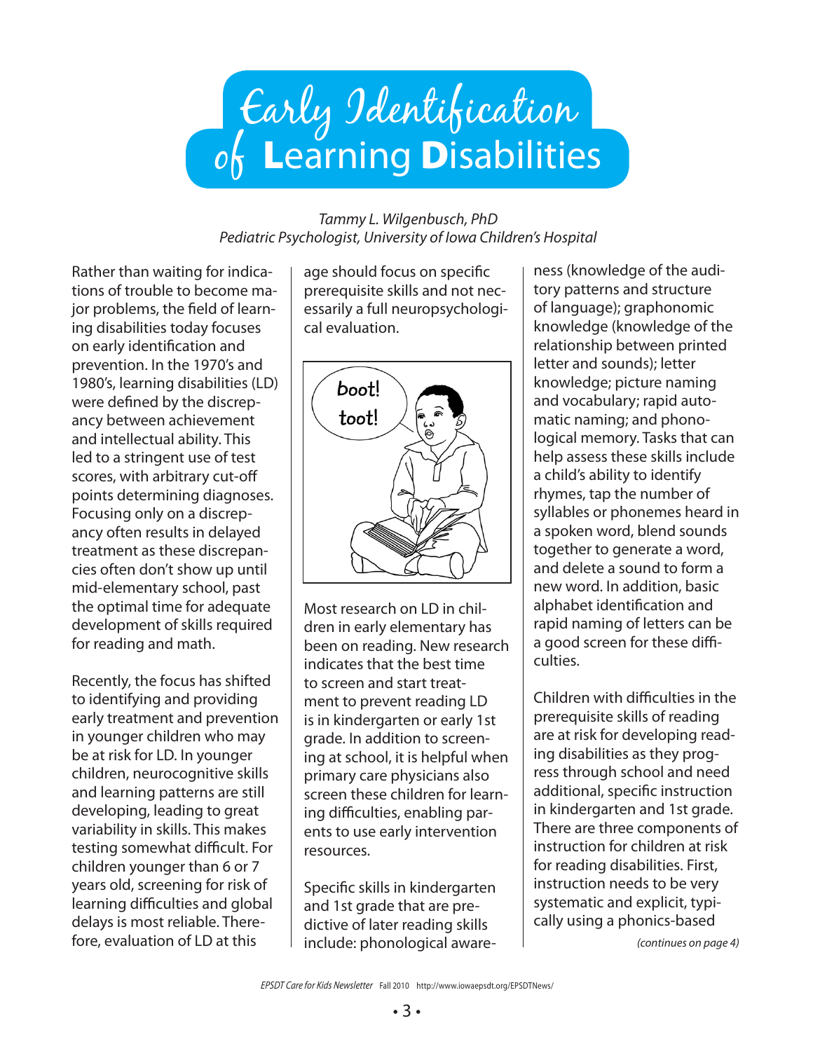# Early Identification of Learning Disabilities

*Tammy L. Wilgenbusch, PhD*
*Pediatric Psychologist, University of Iowa Children's Hospital*

Rather than waiting for indications of trouble to become major problems, the field of learning disabilities today focuses on early identification and prevention. In the 1970's and 1980's, learning disabilities (LD) were defined by the discrepancy between achievement and intellectual ability. This led to a stringent use of test scores, with arbitrary cut-off points determining diagnoses. Focusing only on a discrepancy often results in delayed treatment as these discrepancies often don't show up until mid-elementary school, past the optimal time for adequate development of skills required for reading and math.

Recently, the focus has shifted to identifying and providing early treatment and prevention in younger children who may be at risk for LD. In younger children, neurocognitive skills and learning patterns are still developing, leading to great variability in skills. This makes testing somewhat difficult. For children younger than 6 or 7 years old, screening for risk of learning difficulties and global delays is most reliable. Therefore, evaluation of LD at this age should focus on specific prerequisite skills and not necessarily a full neuropsychological evaluation.

Most research on LD in children in early elementary has been on reading. New research indicates that the best time to screen and start treatment to prevent reading LD is in kindergarten or early 1st grade. In addition to screening at school, it is helpful when primary care physicians also screen these children for learning difficulties, enabling parents to use early intervention resources.

Specific skills in kindergarten and 1st grade that are predictive of later reading skills include: phonological awareness (knowledge of the auditory patterns and structure of language); graphonomic knowledge (knowledge of the relationship between printed letter and sounds); letter knowledge; picture naming and vocabulary; rapid automatic naming; and phonological memory. Tasks that can help assess these skills include a child's ability to identify rhymes, tap the number of syllables or phonemes heard in a spoken word, blend sounds together to generate a word, and delete a sound to form a new word. In addition, basic alphabet identification and rapid naming of letters can be a good screen for these difficulties.

Children with difficulties in the prerequisite skills of reading are at risk for developing reading disabilities as they progress through school and need additional, specific instruction in kindergarten and 1st grade. There are three components of instruction for children at risk for reading disabilities. First, instruction needs to be very systematic and explicit, typically using a phonics-based

*(continues on page 4)*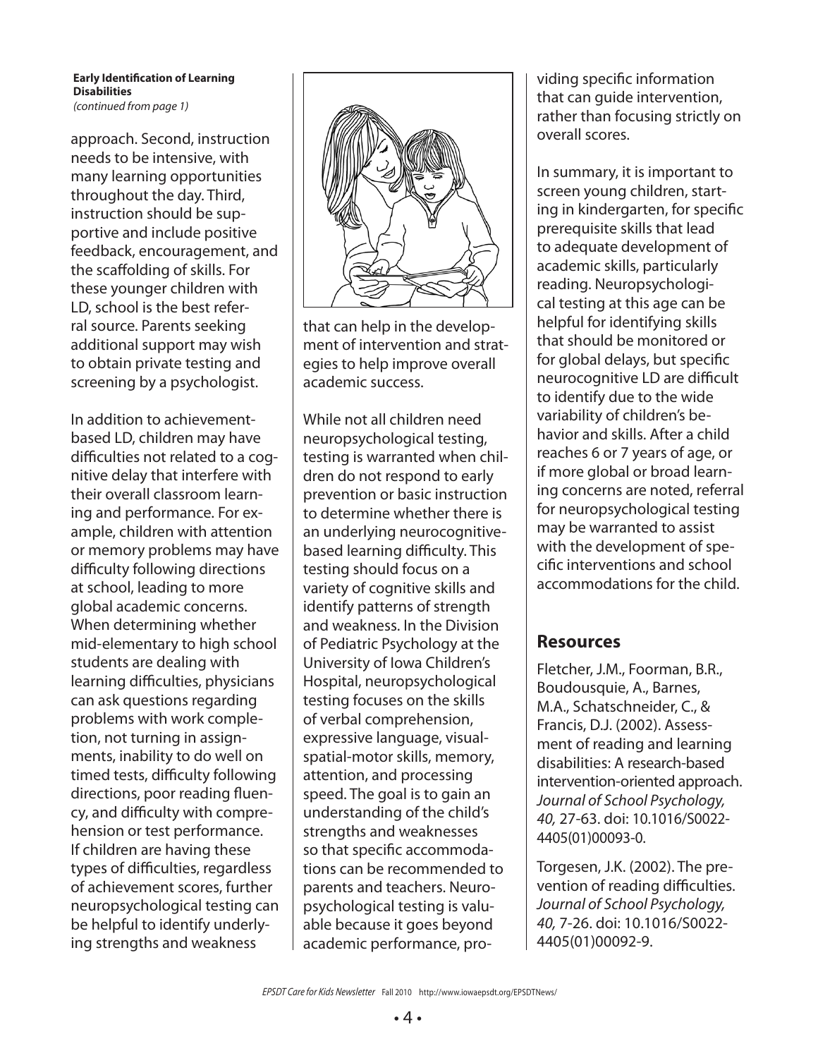**Early Identification of Learning Disabilities**
*(continued from page 1)*

approach. Second, instruction needs to be intensive, with many learning opportunities throughout the day. Third, instruction should be supportive and include positive feedback, encouragement, and the scaffolding of skills. For these younger children with LD, school is the best referral source. Parents seeking additional support may wish to obtain private testing and screening by a psychologist.

In addition to achievement-based LD, children may have difficulties not related to a cognitive delay that interfere with their overall classroom learning and performance. For example, children with attention or memory problems may have difficulty following directions at school, leading to more global academic concerns. When determining whether mid-elementary to high school students are dealing with learning difficulties, physicians can ask questions regarding problems with work completion, not turning in assignments, inability to do well on timed tests, difficulty following directions, poor reading fluency, and difficulty with comprehension or test performance. If children are having these types of difficulties, regardless of achievement scores, further neuropsychological testing can be helpful to identify underlying strengths and weakness that can help in the development of intervention and strategies to help improve overall academic success.

While not all children need neuropsychological testing, testing is warranted when children do not respond to early prevention or basic instruction to determine whether there is an underlying neurocognitive-based learning difficulty. This testing should focus on a variety of cognitive skills and identify patterns of strength and weakness. In the Division of Pediatric Psychology at the University of Iowa Children's Hospital, neuropsychological testing focuses on the skills of verbal comprehension, expressive language, visual-spatial-motor skills, memory, attention, and processing speed. The goal is to gain an understanding of the child's strengths and weaknesses so that specific accommodations can be recommended to parents and teachers. Neuropsychological testing is valuable because it goes beyond academic performance, providing specific information that can guide intervention, rather than focusing strictly on overall scores.

In summary, it is important to screen young children, starting in kindergarten, for specific prerequisite skills that lead to adequate development of academic skills, particularly reading. Neuropsychological testing at this age can be helpful for identifying skills that should be monitored or for global delays, but specific neurocognitive LD are difficult to identify due to the wide variability of children's behavior and skills. After a child reaches 6 or 7 years of age, or if more global or broad learning concerns are noted, referral for neuropsychological testing may be warranted to assist with the development of specific interventions and school accommodations for the child.

## Resources

Fletcher, J.M., Foorman, B.R., Boudousquie, A., Barnes, M.A., Schatschneider, C., & Francis, D.J. (2002). Assessment of reading and learning disabilities: A research-based intervention-oriented approach. *Journal of School Psychology, 40,* 27-63. doi: 10.1016/S0022-4405(01)00093-0.

Torgesen, J.K. (2002). The prevention of reading difficulties. *Journal of School Psychology, 40,* 7-26. doi: 10.1016/S0022-4405(01)00092-9.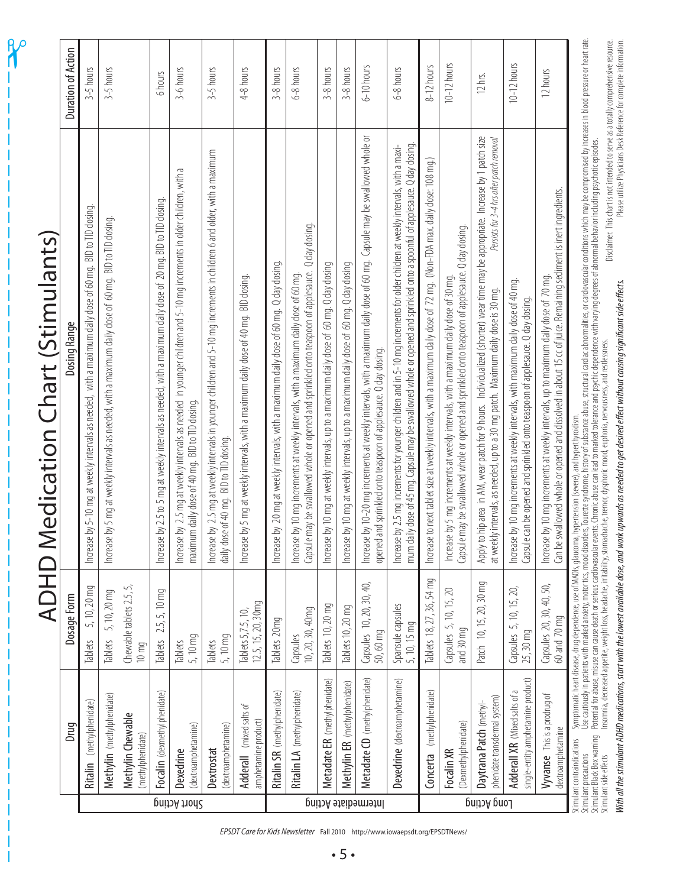# ADHD Medication Chart (Stimulants)

| | Drug | Dosage Form | Dosing Range | Duration of Action |
|---|---|---|---|---|
| Short Acting | **Ritalin** (methylphenidate) | Tablets 5, 10, 20 mg | Increase by 5-10 mg at weekly intervals as needed, with a maximum daily dose of 60 mg. BID to TID dosing. | 3-5 hours |
| | **Methylin** (methylphenidate) **Methylin Chewable** (methylphenidate) | Tablets 5, 10, 20 mg Chewable tablets 2.5, 5, 10 mg | Increase by 5 mg at weekly intervals as needed, with a maximum daily dose of 60 mg. BID to TID dosing. | 3-5 hours |
| | **Focalin** (dexmethylphenidate) | Tablets 2.5, 5, 10 mg | Increase by 2.5 to 5 mg at weekly intervals as needed, with a maximum daily dose of 20 mg. BID to TID dosing. | 6 hours |
| | **Dexedrine** (dextroamphetamine) | Tablets 5, 10 mg | Increase by 2.5 mg at weekly intervals as needed in younger children and 5-10 mg increments in older children, with a maximum daily dose of 40 mg. BID to TID dosing. | 3-6 hours |
| | **Dextrostat** (dextroamphetamine) | Tablets 5, 10 mg | Increase by 2.5 mg at weekly intervals in younger children and 5-10 mg increments in children 6 and older, with a maximum daily dose of 40 mg. BID to TID dosing. | 3-5 hours |
| | **Adderall** (mixed salts of amphetamine product) | Tablets 5, 7.5, 10, 12.5, 15, 20, 30mg | Increase by 5 mg at weekly intervals, with a maximum daily dose of 40 mg. BID dosing. | 4-8 hours |
| Intermediate Acting | **Ritalin SR** (methylphenidate) | Tablets 20mg | Increase by 20 mg at weekly intervals, with a maximum daily dose of 60 mg. Q day dosing. | 3-8 hours |
| | **Ritalin LA** (methylphenidate) | Capsules 10, 20, 30, 40mg | Increase by 10 mg increments at weekly intervals, with a maximum daily dose of 60 mg. Capsule may be swallowed whole or opened and sprinkled onto teaspoon of applesauce. Q day dosing. | 6-8 hours |
| | **Metadate ER** (methylphenidate) | Tablets 10, 20 mg | Increase by 10 mg at weekly intervals, up to a maximum daily dose of 60 mg. Q day dosing | 3-8 hours |
| | **Methylin ER** (methylphenidate) | Tablets 10, 20 mg | Increase by 10 mg at weekly intervals, up to a maximum daily dose of 60 mg. Q day dosing | 3-8 hours |
| | **Metadate CD** (methylphenidate) | Capsules 10, 20, 30, 40, 50, 60 mg | Increase by 10-20 mg increments at weekly intervals, with a maximum daily dose of 60 mg. Capsule may be swallowed whole or opened and sprinkled onto teaspoon of applesauce. Q day dosing. | 6-10 hours |
| | **Dexedrine** (dextroamphetamine) | Spansule capsules 5, 10, 15 mg | Increase by 2.5 mg increments for younger children and in 5-10 mg increments for older children at weekly intervals, with a maximum daily dose of 45 mg. Capsule may be swallowed whole or opened and sprinkled onto a spoonful of applesauce. Q day dosing. | 6-8 hours |
| Long Acting | **Concerta** (methylphenidate) | Tablets 18, 27, 36, 54 mg | Increase to next tablet size at weekly intervals, with a maximum daily dose of 72 mg. (Non-FDA max. daily dose: 108 mg.) | 8-12 hours |
| | **Focalin XR** (Dexmethylphenidate) | Capsules 5, 10, 15, 20 and 30 mg | Increase by 5 mg increments at weekly intervals, with a maximum daily dose of 30 mg. Capsule may be swallowed whole or opened and sprinkled onto teaspoon of applesauce. Q day dosing. | 10-12 hours |
| | **Daytrana Patch** (methylphenidate transdermal system) | Patch 10, 15, 20, 30 mg | Apply to hip area in AM, wear patch for 9 hours. Individualized (shorter) wear time may be appropriate. Increase by 1 patch size at weekly intervals, as needed, up to a 30 mg patch. Maximum daily dose is 30 mg. *Persists for 3-4 hrs after patch removal* | 12 hrs. |
| | **Adderall XR** (Mixed salts of a single-entity amphetamine product) | Capsules 5, 10, 15, 20, 25, 30 mg | Increase by 10 mg increments at weekly intervals, with maximum daily dose of 40 mg. Capsule can be opened and sprinkled onto teaspoon of applesauce. Q day dosing. | 10-12 hours |
| | **Vyvanse** This is a prodrug of dextroamphetamine | Capsules 20, 30, 40, 50, 60 and 70 mg | Increase by 10 mg increments at weekly intervals, up to maximum daily dose of 70 mg. Can be swallowed whole or opened and dissolved in about 15 cc of juice. Remaining sediment is inert ingredients. | 12 hours |

Stimulant contraindications: Symptomatic heart disease, drug dependence, use of MAOIs, glaucoma, hypertension (severe), and hyperthyroidism.
Stimulant precautions: Use cautiously in patients with marked anxiety, motor tics, mood disorders, Tourette syndrome, history of substance abuse, structural cardiac abnormalities, or cardiovascular conditions which may be compromised by increases in blood pressure or heart rate.
Stimulant Black Box warning: Potential for abuse, misuse can cause death or serious cardiovascular events. Chronic abuse can lead to marked tolerance and psychic dependence with varying degrees of abnormal behavior including psychotic episodes.
Stimulant side effects: Insomnia, decreased appetite, weight loss, headache, irritability, stomachache, tremor, dysphoric mood, euphoria, nervousness, and restlessness.

***With all the stimulant ADHD medications, start with the lowest available dose, and work upwards as needed to get desired effect without causing significant side effects.***

Disclaimer: This chart is not intended to serve as a totally comprehensive resource. Please utilize Physicians Desk Reference for complete information.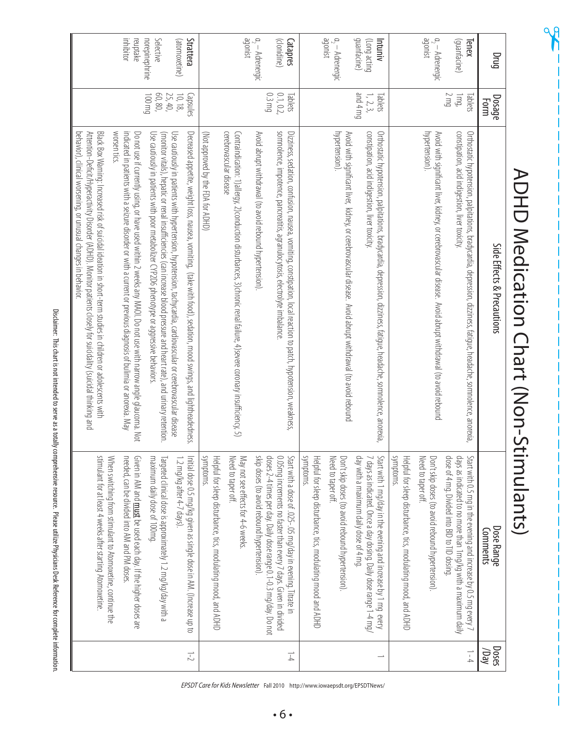# ADHD Medication Chart (Non-Stimulants)

| Drug | Dosage Form | Side Effects & Precautions | Dose Range Comments | Doses /Day |
|---|---|---|---|---|
| **Tenex** (guanfacine) $\alpha_2$ – Adrenergic agonist | Tablets 1mg, 2 mg | Orthostatic hypotension, palpitations, bradycardia, depression, dizziness, fatigue, headache, somnolence, anorexia, constipation, acid indigestion, liver toxicity. Avoid with significant liver, kidney, or cerebrovascular disease. Avoid abrupt withdrawal (to avoid rebound hypertension). | Start with 0.5 mg in the evening and increase by 0.5 mg every 7 days as indicated to no more than 1mg/kg with a maximum daily dose of 4 mg. Divided into BID to TID dosing. Don't skip doses (to avoid rebound hypertension). Need to taper off. Helpful for sleep disturbance, tics, modulating mood, and ADHD symptoms. | 1 - 4 |
| **Intuniv** (Long acting guanfacine) $\alpha_2$ – Adrenergic agonist | Tablets 1, 2, 3, and 4 mg | Orthostatic hypotension, palpitations, bradycardia, depression, dizziness, fatigue, headache, somnolence, anorexia, constipation, acid indigestion, liver toxicity. Avoid with significant liver, kidney, or cerebrovascular disease. Avoid abrupt withdrawal (to avoid rebound hypertension). | Start with 1 mg/day in the evening and increase by 1 mg every 7 days as indicated. Once a day dosing. Daily dose range 1-4 mg/day with a maximum daily dose of 4 mg. Don't skip doses (to avoid rebound hypertension). Need to taper off. Helpful for sleep disturbance, tics, modulating mood and ADHD symptoms. | 1 |
| **Catapres** (clonidine) $\alpha_2$ – Adrenergic agonist | Tablets 0.1, 0.2, 0.3 mg | Dizziness, sedation, confusion, nausea, vomiting, constipation, local reaction to patch, hypotension, weakness, somnolence, impotence, pancreatitis, agranulocytosis, electrolyte imbalance. Avoid abrupt withdrawal (to avoid rebound hypertension). Contraindication: 1) allergy, 2) conduction disturbances, 3) chronic renal failure, 4) severe coronary insufficiency, 5) cerebrovascular disease (Not approved by the FDA for ADHD) | Start with a dose of .025-.05 mg/day in evening. Titrate in 0.05mg increments no faster than every 7 days. Given in divided doses 2-4 times per day. Daily dose range 0.1-0.3 mg/day. Do not skip doses (to avoid rebound hypertension). May not see effects for 4-6 weeks. Need to taper off. Helpful for sleep disturbance, tics, modulating mood, and ADHD symptoms. | 1-4 |
| **Strattera** (atomoxetine) Selective norepinephrine reuptake inhibitor | Capsules 10, 18, 25, 40, 60, 80, 100 mg | Decreased appetite, weight loss, nausea, vomiting, (take with food), sedation, mood swings, and lightheadedness. Use cautiously in patients with hypertension, hypotension, tachycardia, cardiovascular or cerebrovascular disease (monitor vitals), hepatic or renal insufficiencies (can increase blood pressure and heart rate), and urinary retention. Use cautiously in patients with poor metabolizer CYP2D6 phenotype or aggressive behaviors. Do not use if currently using, or have used within 2 weeks any MAOI. Do not use with narrow angle glaucoma. Not indicated in patients with a seizure disorder or with a current or previous diagnosis of bulimia or anorexia. May worsen tics. Black Box Warning: Increased risk of suicidal ideation in short-term studies in children or adolescents with Attention-Deficit/Hyperactivity Disorder (ADHD). Monitor patients closely for suicidality (suicidal thinking and behavior), clinical worsening, or unusual changes in behavior. | Initial dose 0.5 mg/kg given as single dose in AM. (Increase up to 1.2 mg/kg after 4-7 days). Targeted clinical dose is approximately 1.2 mg/kg/day with a maximum daily dose of 100mg. Given in AM and **must** be used each day. If the higher doses are needed, can be divided into AM and PM doses. When switching from stimulant to Atomoxetine, continue the stimulant for at least 4 weeks after starting Atomoxetine. | 1-2 |

**Disclaimer: This chart is not intended to serve as a totally comprehensive resource. Please utilize Physicians Desk Reference for complete information.**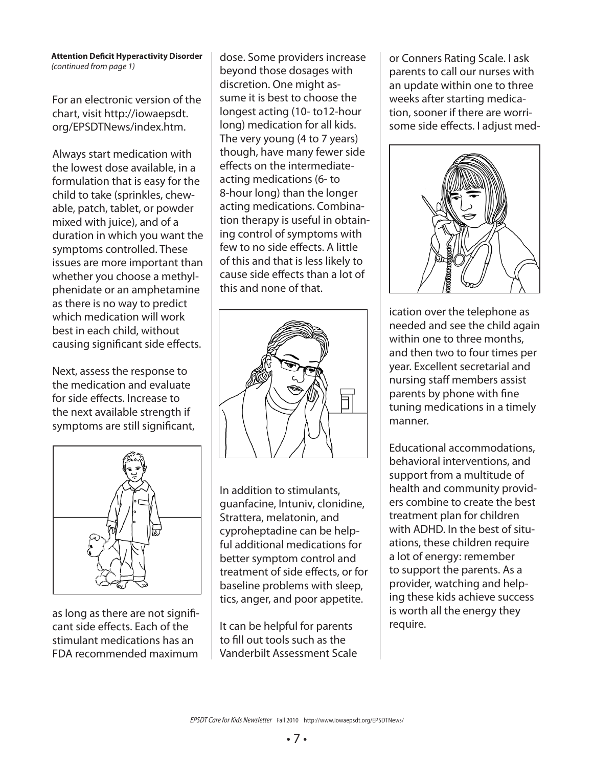**Attention Deficit Hyperactivity Disorder**
*(continued from page 1)*

For an electronic version of the chart, visit http://iowaepsdt.org/EPSDTNews/index.htm.

Always start medication with the lowest dose available, in a formulation that is easy for the child to take (sprinkles, chewable, patch, tablet, or powder mixed with juice), and of a duration in which you want the symptoms controlled. These issues are more important than whether you choose a methylphenidate or an amphetamine as there is no way to predict which medication will work best in each child, without causing significant side effects.

Next, assess the response to the medication and evaluate for side effects. Increase to the next available strength if symptoms are still significant, as long as there are not significant side effects. Each of the stimulant medications has an FDA recommended maximum dose. Some providers increase beyond those dosages with discretion. One might assume it is best to choose the longest acting (10- to12-hour long) medication for all kids. The very young (4 to 7 years) though, have many fewer side effects on the intermediate-acting medications (6- to 8-hour long) than the longer acting medications. Combination therapy is useful in obtaining control of symptoms with few to no side effects. A little of this and that is less likely to cause side effects than a lot of this and none of that.

In addition to stimulants, guanfacine, Intuniv, clonidine, Strattera, melatonin, and cyproheptadine can be helpful additional medications for better symptom control and treatment of side effects, or for baseline problems with sleep, tics, anger, and poor appetite.

It can be helpful for parents to fill out tools such as the Vanderbilt Assessment Scale or Conners Rating Scale. I ask parents to call our nurses with an update within one to three weeks after starting medication, sooner if there are worrisome side effects. I adjust medication over the telephone as needed and see the child again within one to three months, and then two to four times per year. Excellent secretarial and nursing staff members assist parents by phone with fine tuning medications in a timely manner.

Educational accommodations, behavioral interventions, and support from a multitude of health and community providers combine to create the best treatment plan for children with ADHD. In the best of situations, these children require a lot of energy: remember to support the parents. As a provider, watching and helping these kids achieve success is worth all the energy they require.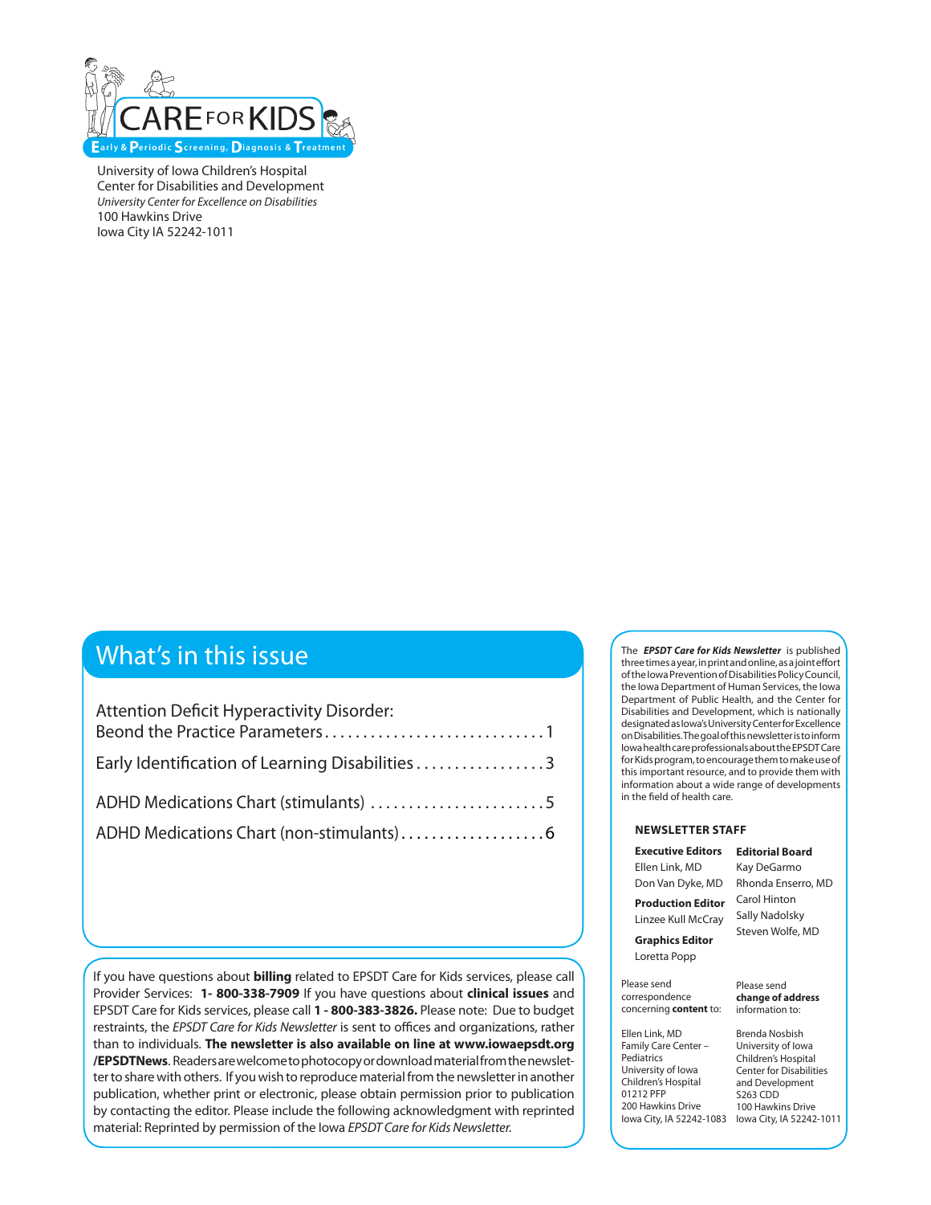CARE FOR KIDS

Early & Periodic Screening, Diagnosis & Treatment

University of Iowa Children's Hospital
Center for Disabilities and Development
*University Center for Excellence on Disabilities*
100 Hawkins Drive
Iowa City IA 52242-1011

## What's in this issue

Attention Deficit Hyperactivity Disorder: Beond the Practice Parameters . . . . . . . . . . 1

Early Identification of Learning Disabilities . . . . . . . . . . 3

ADHD Medications Chart (stimulants) . . . . . . . . . . 5

ADHD Medications Chart (non-stimulants) . . . . . . . . . . 6

If you have questions about **billing** related to EPSDT Care for Kids services, please call Provider Services: **1- 800-338-7909** If you have questions about **clinical issues** and EPSDT Care for Kids services, please call **1 - 800-383-3826.** Please note: Due to budget restraints, the *EPSDT Care for Kids Newsletter* is sent to offices and organizations, rather than to individuals. **The newsletter is also available on line at www.iowaepsdt.org /EPSDTNews**. Readers are welcome to photocopy or download material from the newsletter to share with others. If you wish to reproduce material from the newsletter in another publication, whether print or electronic, please obtain permission prior to publication by contacting the editor. Please include the following acknowledgment with reprinted material: Reprinted by permission of the Iowa *EPSDT Care for Kids Newsletter.*

The ***EPSDT Care for Kids Newsletter*** is published three times a year, in print and online, as a joint effort of the Iowa Prevention of Disabilities Policy Council, the Iowa Department of Human Services, the Iowa Department of Public Health, and the Center for Disabilities and Development, which is nationally designated as Iowa's University Center for Excellence on Disabilities. The goal of this newsletter is to inform Iowa health care professionals about the EPSDT Care for Kids program, to encourage them to make use of this important resource, and to provide them with information about a wide range of developments in the field of health care.

### NEWSLETTER STAFF

**Executive Editors**
Ellen Link, MD
Don Van Dyke, MD

**Production Editor**
Linzee Kull McCray

**Graphics Editor**
Loretta Popp

**Editorial Board**
Kay DeGarmo
Rhonda Enserro, MD
Carol Hinton
Sally Nadolsky
Steven Wolfe, MD

Please send correspondence concerning **content** to:

Ellen Link, MD
Family Care Center – Pediatrics
University of Iowa Children's Hospital
01212 PFP
200 Hawkins Drive
Iowa City, IA 52242-1083

Please send **change of address** information to:

Brenda Nosbish
University of Iowa Children's Hospital
Center for Disabilities and Development
S263 CDD
100 Hawkins Drive
Iowa City, IA 52242-1011